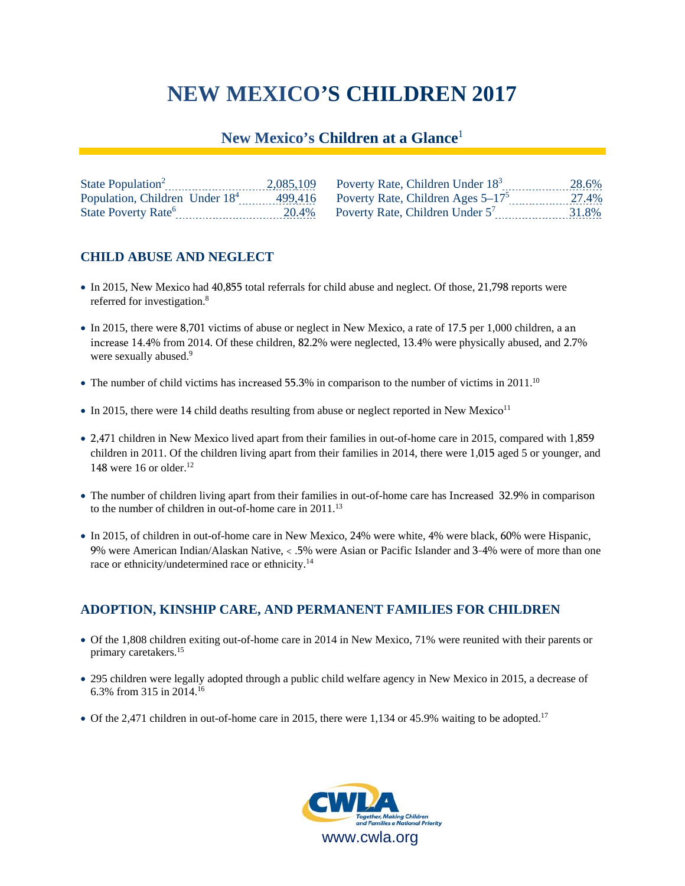# NEW MEXICO'S CHILDREN 2017

## New Mexico's Children at a Glance[1]

| | | | |
|---|---|---|---|
| State Population[2] | 2,085,109 | Poverty Rate, Children Under 18[3] | 28.6% |
| Population, Children Under 18[4] | 499,416 | Poverty Rate, Children Ages 5–17[5] | 27.4% |
| State Poverty Rate[6] | 20.4% | Poverty Rate, Children Under 5[7] | 31.8% |

### CHILD ABUSE AND NEGLECT

- In 2015, New Mexico had 40,855 total referrals for child abuse and neglect. Of those, 21,798 reports were referred for investigation.[8]
- In 2015, there were 8,701 victims of abuse or neglect in New Mexico, a rate of 17.5 per 1,000 children, a an increase 14.4% from 2014. Of these children, 82.2% were neglected, 13.4% were physically abused, and 2.7% were sexually abused.[9]
- The number of child victims has increased 55.3% in comparison to the number of victims in 2011.[10]
- In 2015, there were 14 child deaths resulting from abuse or neglect reported in New Mexico[11]
- 2,471 children in New Mexico lived apart from their families in out-of-home care in 2015, compared with 1,859 children in 2011. Of the children living apart from their families in 2014, there were 1,015 aged 5 or younger, and 148 were 16 or older.[12]
- The number of children living apart from their families in out-of-home care has Increased 32.9% in comparison to the number of children in out-of-home care in 2011.[13]
- In 2015, of children in out-of-home care in New Mexico, 24% were white, 4% were black, 60% were Hispanic, 9% were American Indian/Alaskan Native, < .5% were Asian or Pacific Islander and 3-4% were of more than one race or ethnicity/undetermined race or ethnicity.[14]

### ADOPTION, KINSHIP CARE, AND PERMANENT FAMILIES FOR CHILDREN

- Of the 1,808 children exiting out-of-home care in 2014 in New Mexico, 71% were reunited with their parents or primary caretakers.[15]
- 295 children were legally adopted through a public child welfare agency in New Mexico in 2015, a decrease of 6.3% from 315 in 2014.[16]
- Of the 2,471 children in out-of-home care in 2015, there were 1,134 or 45.9% waiting to be adopted.[17]

CWLA
Together, Making Children and Families a National Priority
www.cwla.org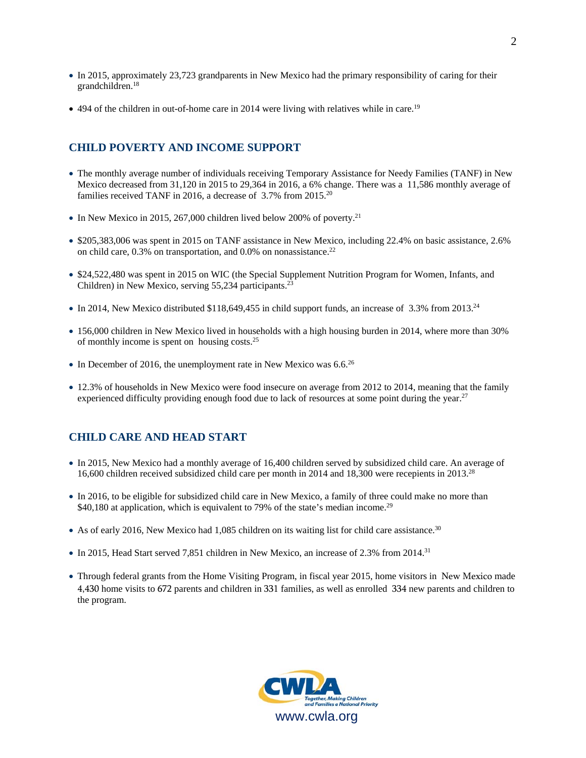- In 2015, approximately 23,723 grandparents in New Mexico had the primary responsibility of caring for their grandchildren.[18]

- 494 of the children in out-of-home care in 2014 were living with relatives while in care.[19]

## CHILD POVERTY AND INCOME SUPPORT

- The monthly average number of individuals receiving Temporary Assistance for Needy Families (TANF) in New Mexico decreased from 31,120 in 2015 to 29,364 in 2016, a 6% change. There was a 11,586 monthly average of families received TANF in 2016, a decrease of 3.7% from 2015.[20]

- In New Mexico in 2015, 267,000 children lived below 200% of poverty.[21]

- $205,383,006 was spent in 2015 on TANF assistance in New Mexico, including 22.4% on basic assistance, 2.6% on child care, 0.3% on transportation, and 0.0% on nonassistance.[22]

- $24,522,480 was spent in 2015 on WIC (the Special Supplement Nutrition Program for Women, Infants, and Children) in New Mexico, serving 55,234 participants.[23]

- In 2014, New Mexico distributed $118,649,455 in child support funds, an increase of 3.3% from 2013.[24]

- 156,000 children in New Mexico lived in households with a high housing burden in 2014, where more than 30% of monthly income is spent on housing costs.[25]

- In December of 2016, the unemployment rate in New Mexico was 6.6.[26]

- 12.3% of households in New Mexico were food insecure on average from 2012 to 2014, meaning that the family experienced difficulty providing enough food due to lack of resources at some point during the year.[27]

## CHILD CARE AND HEAD START

- In 2015, New Mexico had a monthly average of 16,400 children served by subsidized child care. An average of 16,600 children received subsidized child care per month in 2014 and 18,300 were recepients in 2013.[28]

- In 2016, to be eligible for subsidized child care in New Mexico, a family of three could make no more than $40,180 at application, which is equivalent to 79% of the state's median income.[29]

- As of early 2016, New Mexico had 1,085 children on its waiting list for child care assistance.[30]

- In 2015, Head Start served 7,851 children in New Mexico, an increase of 2.3% from 2014.[31]

- Through federal grants from the Home Visiting Program, in fiscal year 2015, home visitors in New Mexico made 4,430 home visits to 672 parents and children in 331 families, as well as enrolled 334 new parents and children to the program.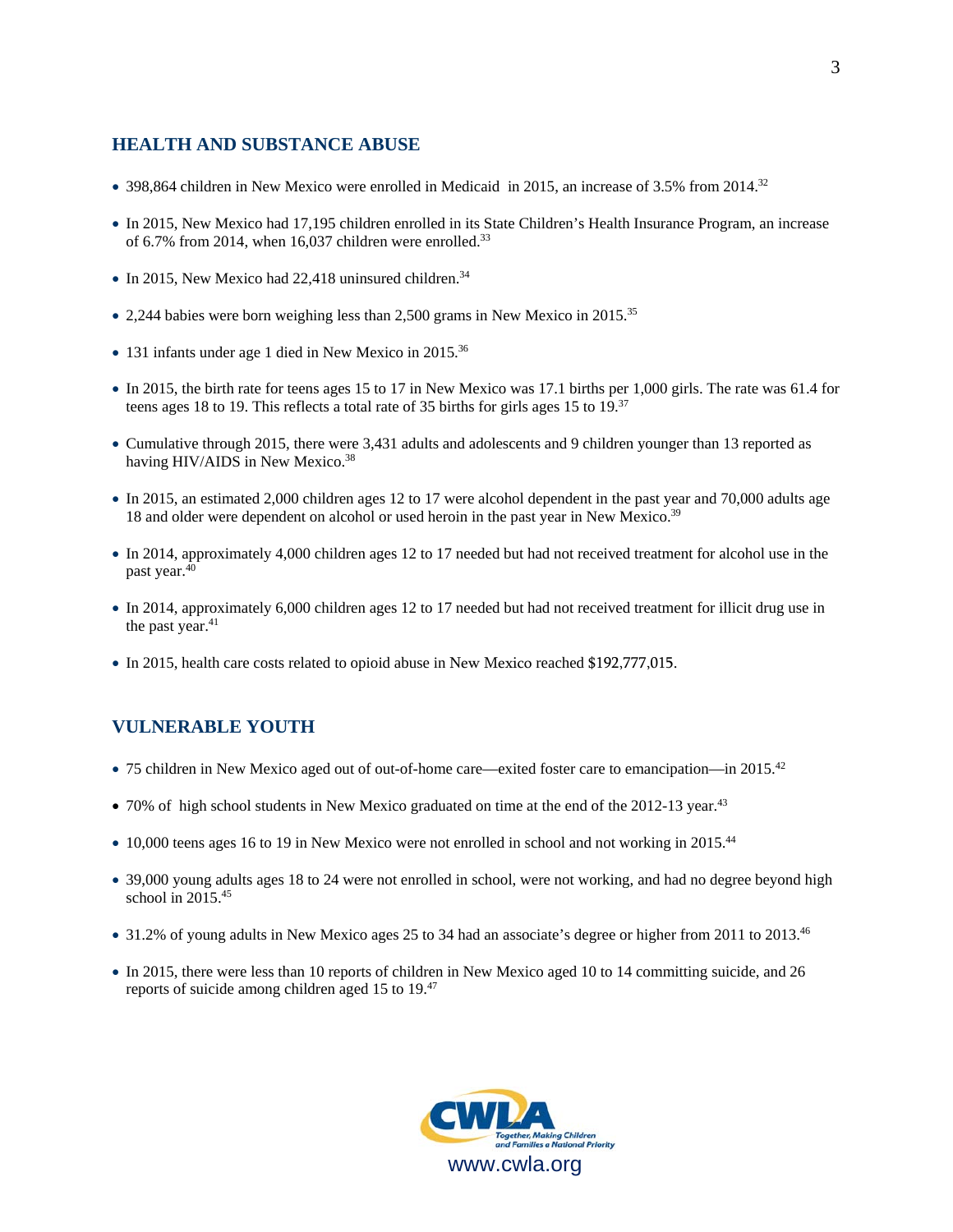## HEALTH AND SUBSTANCE ABUSE

- 398,864 children in New Mexico were enrolled in Medicaid in 2015, an increase of 3.5% from 2014.[32]
- In 2015, New Mexico had 17,195 children enrolled in its State Children's Health Insurance Program, an increase of 6.7% from 2014, when 16,037 children were enrolled.[33]
- In 2015, New Mexico had 22,418 uninsured children.[34]
- 2,244 babies were born weighing less than 2,500 grams in New Mexico in 2015.[35]
- 131 infants under age 1 died in New Mexico in 2015.[36]
- In 2015, the birth rate for teens ages 15 to 17 in New Mexico was 17.1 births per 1,000 girls. The rate was 61.4 for teens ages 18 to 19. This reflects a total rate of 35 births for girls ages 15 to 19.[37]
- Cumulative through 2015, there were 3,431 adults and adolescents and 9 children younger than 13 reported as having HIV/AIDS in New Mexico.[38]
- In 2015, an estimated 2,000 children ages 12 to 17 were alcohol dependent in the past year and 70,000 adults age 18 and older were dependent on alcohol or used heroin in the past year in New Mexico.[39]
- In 2014, approximately 4,000 children ages 12 to 17 needed but had not received treatment for alcohol use in the past year.[40]
- In 2014, approximately 6,000 children ages 12 to 17 needed but had not received treatment for illicit drug use in the past year.[41]
- In 2015, health care costs related to opioid abuse in New Mexico reached $192,777,015.

## VULNERABLE YOUTH

- 75 children in New Mexico aged out of out-of-home care—exited foster care to emancipation—in 2015.[42]
- 70% of high school students in New Mexico graduated on time at the end of the 2012-13 year.[43]
- 10,000 teens ages 16 to 19 in New Mexico were not enrolled in school and not working in 2015.[44]
- 39,000 young adults ages 18 to 24 were not enrolled in school, were not working, and had no degree beyond high school in 2015.[45]
- 31.2% of young adults in New Mexico ages 25 to 34 had an associate's degree or higher from 2011 to 2013.[46]
- In 2015, there were less than 10 reports of children in New Mexico aged 10 to 14 committing suicide, and 26 reports of suicide among children aged 15 to 19.[47]

CWLA Together, Making Children and Families a National Priority

www.cwla.org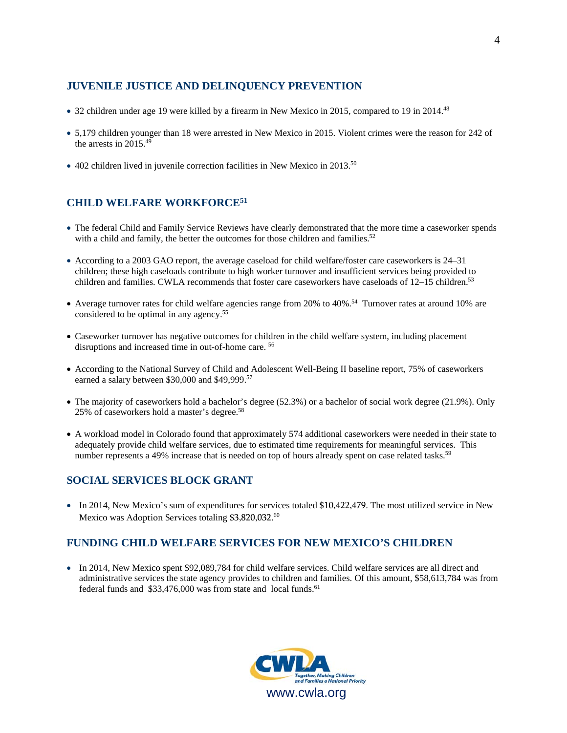## JUVENILE JUSTICE AND DELINQUENCY PREVENTION

- 32 children under age 19 were killed by a firearm in New Mexico in 2015, compared to 19 in 2014.[48]
- 5,179 children younger than 18 were arrested in New Mexico in 2015. Violent crimes were the reason for 242 of the arrests in 2015.[49]
- 402 children lived in juvenile correction facilities in New Mexico in 2013.[50]

## CHILD WELFARE WORKFORCE[51]

- The federal Child and Family Service Reviews have clearly demonstrated that the more time a caseworker spends with a child and family, the better the outcomes for those children and families.[52]
- According to a 2003 GAO report, the average caseload for child welfare/foster care caseworkers is 24–31 children; these high caseloads contribute to high worker turnover and insufficient services being provided to children and families. CWLA recommends that foster care caseworkers have caseloads of 12–15 children.[53]
- Average turnover rates for child welfare agencies range from 20% to 40%.[54] Turnover rates at around 10% are considered to be optimal in any agency.[55]
- Caseworker turnover has negative outcomes for children in the child welfare system, including placement disruptions and increased time in out-of-home care.[56]
- According to the National Survey of Child and Adolescent Well-Being II baseline report, 75% of caseworkers earned a salary between $30,000 and $49,999.[57]
- The majority of caseworkers hold a bachelor's degree (52.3%) or a bachelor of social work degree (21.9%). Only 25% of caseworkers hold a master's degree.[58]
- A workload model in Colorado found that approximately 574 additional caseworkers were needed in their state to adequately provide child welfare services, due to estimated time requirements for meaningful services. This number represents a 49% increase that is needed on top of hours already spent on case related tasks.[59]

## SOCIAL SERVICES BLOCK GRANT

- In 2014, New Mexico's sum of expenditures for services totaled $10,422,479. The most utilized service in New Mexico was Adoption Services totaling $3,820,032.[60]

## FUNDING CHILD WELFARE SERVICES FOR NEW MEXICO'S CHILDREN

- In 2014, New Mexico spent $92,089,784 for child welfare services. Child welfare services are all direct and administrative services the state agency provides to children and families. Of this amount, $58,613,784 was from federal funds and $33,476,000 was from state and local funds.[61]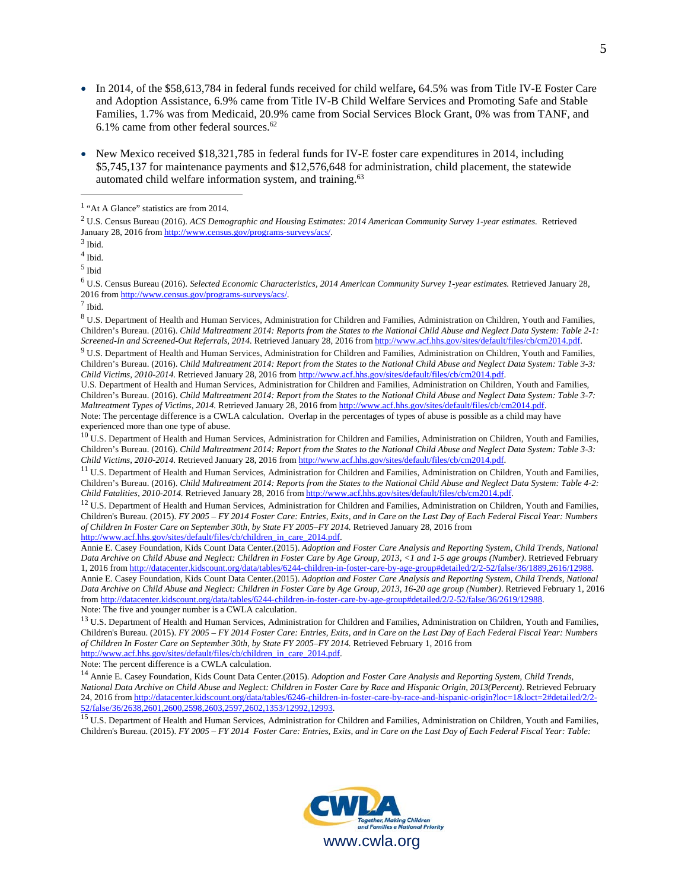- In 2014, of the $58,613,784 in federal funds received for child welfare**,** 64.5% was from Title IV-E Foster Care and Adoption Assistance, 6.9% came from Title IV-B Child Welfare Services and Promoting Safe and Stable Families, 1.7% was from Medicaid, 20.9% came from Social Services Block Grant, 0% was from TANF, and 6.1% came from other federal sources.[62]

- New Mexico received $18,321,785 in federal funds for IV-E foster care expenditures in 2014, including $5,745,137 for maintenance payments and $12,576,648 for administration, child placement, the statewide automated child welfare information system, and training.[63]

---

[1] "At A Glance" statistics are from 2014.

[2] U.S. Census Bureau (2016). *ACS Demographic and Housing Estimates: 2014 American Community Survey 1-year estimates*. Retrieved January 28, 2016 from http://www.census.gov/programs-surveys/acs/.

[3] Ibid.

[4] Ibid.

[5] Ibid

[6] U.S. Census Bureau (2016). *Selected Economic Characteristics, 2014 American Community Survey 1-year estimates.* Retrieved January 28, 2016 from http://www.census.gov/programs-surveys/acs/.

[7] Ibid.

[8] U.S. Department of Health and Human Services, Administration for Children and Families, Administration on Children, Youth and Families, Children's Bureau. (2016). *Child Maltreatment 2014: Reports from the States to the National Child Abuse and Neglect Data System: Table 2-1: Screened-In and Screened-Out Referrals, 2014.* Retrieved January 28, 2016 from http://www.acf.hhs.gov/sites/default/files/cb/cm2014.pdf.

[9] U.S. Department of Health and Human Services, Administration for Children and Families, Administration on Children, Youth and Families, Children's Bureau. (2016). *Child Maltreatment 2014: Report from the States to the National Child Abuse and Neglect Data System: Table 3-3: Child Victims, 2010-2014.* Retrieved January 28, 2016 from http://www.acf.hhs.gov/sites/default/files/cb/cm2014.pdf.
U.S. Department of Health and Human Services, Administration for Children and Families, Administration on Children, Youth and Families, Children's Bureau. (2016). *Child Maltreatment 2014: Report from the States to the National Child Abuse and Neglect Data System: Table 3-7: Maltreatment Types of Victims, 2014.* Retrieved January 28, 2016 from http://www.acf.hhs.gov/sites/default/files/cb/cm2014.pdf.
Note: The percentage difference is a CWLA calculation. Overlap in the percentages of types of abuse is possible as a child may have experienced more than one type of abuse.

[10] U.S. Department of Health and Human Services, Administration for Children and Families, Administration on Children, Youth and Families, Children's Bureau. (2016). *Child Maltreatment 2014: Report from the States to the National Child Abuse and Neglect Data System: Table 3-3: Child Victims, 2010-2014.* Retrieved January 28, 2016 from http://www.acf.hhs.gov/sites/default/files/cb/cm2014.pdf.

[11] U.S. Department of Health and Human Services, Administration for Children and Families, Administration on Children, Youth and Families, Children's Bureau. (2016). *Child Maltreatment 2014: Reports from the States to the National Child Abuse and Neglect Data System: Table 4-2: Child Fatalities, 2010-2014.* Retrieved January 28, 2016 from http://www.acf.hhs.gov/sites/default/files/cb/cm2014.pdf.

[12] U.S. Department of Health and Human Services, Administration for Children and Families, Administration on Children, Youth and Families, Children's Bureau. (2015). *FY 2005 – FY 2014 Foster Care: Entries, Exits, and in Care on the Last Day of Each Federal Fiscal Year: Numbers of Children In Foster Care on September 30th, by State FY 2005–FY 2014.* Retrieved January 28, 2016 from http://www.acf.hhs.gov/sites/default/files/cb/children_in_care_2014.pdf.
Annie E. Casey Foundation, Kids Count Data Center.(2015). *Adoption and Foster Care Analysis and Reporting System, Child Trends, National Data Archive on Child Abuse and Neglect: Children in Foster Care by Age Group, 2013, <1 and 1-5 age groups (Number)*. Retrieved February 1, 2016 from http://datacenter.kidscount.org/data/tables/6244-children-in-foster-care-by-age-group#detailed/2/2-52/false/36/1889,2616/12988.
Annie E. Casey Foundation, Kids Count Data Center.(2015). *Adoption and Foster Care Analysis and Reporting System, Child Trends, National Data Archive on Child Abuse and Neglect: Children in Foster Care by Age Group, 2013, 16-20 age group (Number)*. Retrieved February 1, 2016 from http://datacenter.kidscount.org/data/tables/6244-children-in-foster-care-by-age-group#detailed/2/2-52/false/36/2619/12988.
Note: The five and younger number is a CWLA calculation.

[13] U.S. Department of Health and Human Services, Administration for Children and Families, Administration on Children, Youth and Families, Children's Bureau. (2015). *FY 2005 – FY 2014 Foster Care: Entries, Exits, and in Care on the Last Day of Each Federal Fiscal Year: Numbers of Children In Foster Care on September 30th, by State FY 2005–FY 2014.* Retrieved February 1, 2016 from http://www.acf.hhs.gov/sites/default/files/cb/children_in_care_2014.pdf.
Note: The percent difference is a CWLA calculation.

[14] Annie E. Casey Foundation, Kids Count Data Center.(2015). *Adoption and Foster Care Analysis and Reporting System, Child Trends, National Data Archive on Child Abuse and Neglect: Children in Foster Care by Race and Hispanic Origin, 2013(Percent)*. Retrieved February 24, 2016 from http://datacenter.kidscount.org/data/tables/6246-children-in-foster-care-by-race-and-hispanic-origin?loc=1&loct=2#detailed/2/2-52/false/36/2638,2601,2600,2598,2603,2597,2602,1353/12992,12993.

[15] U.S. Department of Health and Human Services, Administration for Children and Families, Administration on Children, Youth and Families, Children's Bureau. (2015). *FY 2005 – FY 2014 Foster Care: Entries, Exits, and in Care on the Last Day of Each Federal Fiscal Year: Table:*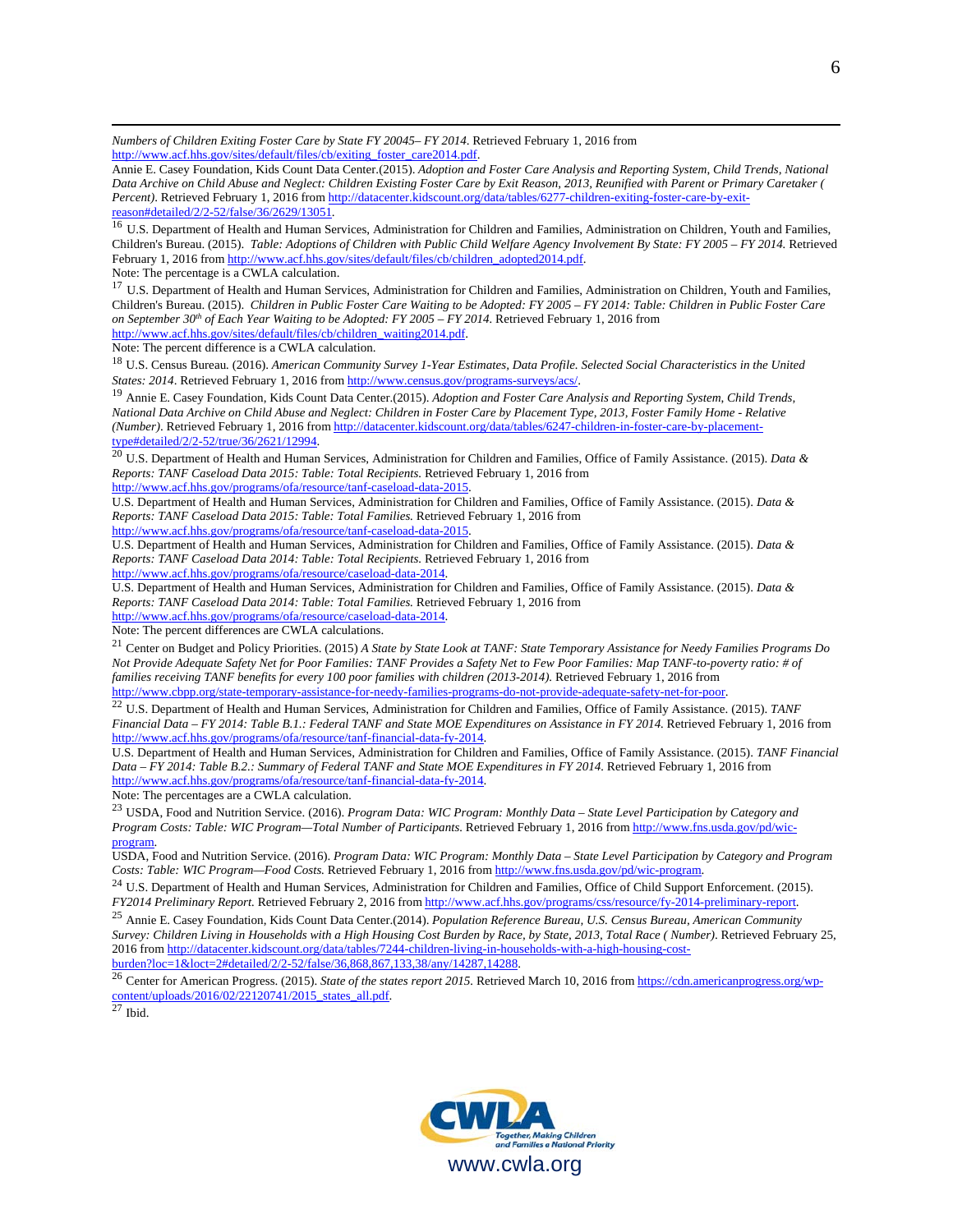*Numbers of Children Exiting Foster Care by State FY 20045– FY 2014*. Retrieved February 1, 2016 from http://www.acf.hhs.gov/sites/default/files/cb/exiting_foster_care2014.pdf.

Annie E. Casey Foundation, Kids Count Data Center.(2015). *Adoption and Foster Care Analysis and Reporting System, Child Trends, National Data Archive on Child Abuse and Neglect: Children Existing Foster Care by Exit Reason, 2013, Reunified with Parent or Primary Caretaker ( Percent)*. Retrieved February 1, 2016 from http://datacenter.kidscount.org/data/tables/6277-children-exiting-foster-care-by-exit-reason#detailed/2/2-52/false/36/2629/13051.

[16] U.S. Department of Health and Human Services, Administration for Children and Families, Administration on Children, Youth and Families, Children's Bureau. (2015). *Table: Adoptions of Children with Public Child Welfare Agency Involvement By State: FY 2005 – FY 2014.* Retrieved February 1, 2016 from http://www.acf.hhs.gov/sites/default/files/cb/children_adopted2014.pdf.
Note: The percentage is a CWLA calculation.

[17] U.S. Department of Health and Human Services, Administration for Children and Families, Administration on Children, Youth and Families, Children's Bureau. (2015). *Children in Public Foster Care Waiting to be Adopted: FY 2005 – FY 2014: Table: Children in Public Foster Care on September 30th of Each Year Waiting to be Adopted: FY 2005 – FY 2014*. Retrieved February 1, 2016 from http://www.acf.hhs.gov/sites/default/files/cb/children_waiting2014.pdf.
Note: The percent difference is a CWLA calculation.

[18] U.S. Census Bureau. (2016). *American Community Survey 1-Year Estimates, Data Profile. Selected Social Characteristics in the United States: 2014*. Retrieved February 1, 2016 from http://www.census.gov/programs-surveys/acs/.

[19] Annie E. Casey Foundation, Kids Count Data Center.(2015). *Adoption and Foster Care Analysis and Reporting System, Child Trends, National Data Archive on Child Abuse and Neglect: Children in Foster Care by Placement Type, 2013, Foster Family Home - Relative (Number)*. Retrieved February 1, 2016 from http://datacenter.kidscount.org/data/tables/6247-children-in-foster-care-by-placement-type#detailed/2/2-52/true/36/2621/12994.

[20] U.S. Department of Health and Human Services, Administration for Children and Families, Office of Family Assistance. (2015). *Data & Reports: TANF Caseload Data 2015: Table: Total Recipients.* Retrieved February 1, 2016 from http://www.acf.hhs.gov/programs/ofa/resource/tanf-caseload-data-2015.

U.S. Department of Health and Human Services, Administration for Children and Families, Office of Family Assistance. (2015). *Data & Reports: TANF Caseload Data 2015: Table: Total Families.* Retrieved February 1, 2016 from http://www.acf.hhs.gov/programs/ofa/resource/tanf-caseload-data-2015.

U.S. Department of Health and Human Services, Administration for Children and Families, Office of Family Assistance. (2015). *Data & Reports: TANF Caseload Data 2014: Table: Total Recipients.* Retrieved February 1, 2016 from http://www.acf.hhs.gov/programs/ofa/resource/caseload-data-2014.

U.S. Department of Health and Human Services, Administration for Children and Families, Office of Family Assistance. (2015). *Data & Reports: TANF Caseload Data 2014: Table: Total Families.* Retrieved February 1, 2016 from http://www.acf.hhs.gov/programs/ofa/resource/caseload-data-2014.
Note: The percent differences are CWLA calculations.

[21] Center on Budget and Policy Priorities. (2015) *A State by State Look at TANF: State Temporary Assistance for Needy Families Programs Do Not Provide Adequate Safety Net for Poor Families: TANF Provides a Safety Net to Few Poor Families: Map TANF-to-poverty ratio: # of families receiving TANF benefits for every 100 poor families with children (2013-2014).* Retrieved February 1, 2016 from http://www.cbpp.org/state-temporary-assistance-for-needy-families-programs-do-not-provide-adequate-safety-net-for-poor.

[22] U.S. Department of Health and Human Services, Administration for Children and Families, Office of Family Assistance. (2015). *TANF Financial Data – FY 2014: Table B.1.: Federal TANF and State MOE Expenditures on Assistance in FY 2014.* Retrieved February 1, 2016 from http://www.acf.hhs.gov/programs/ofa/resource/tanf-financial-data-fy-2014.

U.S. Department of Health and Human Services, Administration for Children and Families, Office of Family Assistance. (2015). *TANF Financial Data – FY 2014: Table B.2.: Summary of Federal TANF and State MOE Expenditures in FY 2014.* Retrieved February 1, 2016 from http://www.acf.hhs.gov/programs/ofa/resource/tanf-financial-data-fy-2014.
Note: The percentages are a CWLA calculation.

[23] USDA, Food and Nutrition Service. (2016). *Program Data: WIC Program: Monthly Data – State Level Participation by Category and Program Costs: Table: WIC Program—Total Number of Participants.* Retrieved February 1, 2016 from http://www.fns.usda.gov/pd/wic-program.

USDA, Food and Nutrition Service. (2016). *Program Data: WIC Program: Monthly Data – State Level Participation by Category and Program Costs: Table: WIC Program—Food Costs.* Retrieved February 1, 2016 from http://www.fns.usda.gov/pd/wic-program.

[24] U.S. Department of Health and Human Services, Administration for Children and Families, Office of Child Support Enforcement. (2015). *FY2014 Preliminary Report.* Retrieved February 2, 2016 from http://www.acf.hhs.gov/programs/css/resource/fy-2014-preliminary-report.

[25] Annie E. Casey Foundation, Kids Count Data Center.(2014). *Population Reference Bureau, U.S. Census Bureau, American Community Survey: Children Living in Households with a High Housing Cost Burden by Race, by State, 2013, Total Race ( Number)*. Retrieved February 25, 2016 from http://datacenter.kidscount.org/data/tables/7244-children-living-in-households-with-a-high-housing-cost-burden?loc=1&loct=2#detailed/2/2-52/false/36,868,867,133,38/any/14287,14288.

[26] Center for American Progress. (2015). *State of the states report 2015.* Retrieved March 10, 2016 from https://cdn.americanprogress.org/wp-content/uploads/2016/02/22120741/2015_states_all.pdf.

[27] Ibid.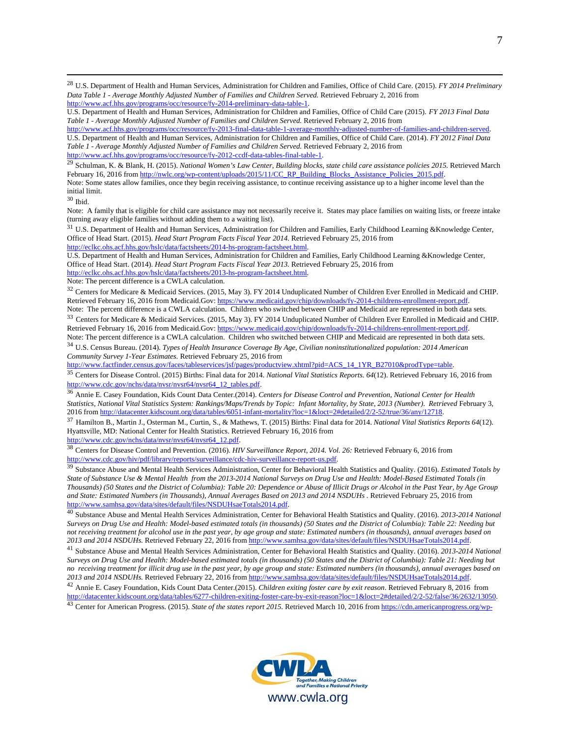[28] U.S. Department of Health and Human Services, Administration for Children and Families, Office of Child Care. (2015). *FY 2014 Preliminary Data Table 1 - Average Monthly Adjusted Number of Families and Children Served.* Retrieved February 2, 2016 from http://www.acf.hhs.gov/programs/occ/resource/fy-2014-preliminary-data-table-1.
U.S. Department of Health and Human Services, Administration for Children and Families, Office of Child Care (2015). *FY 2013 Final Data Table 1 - Average Monthly Adjusted Number of Families and Children Served.* Retrieved February 2, 2016 from http://www.acf.hhs.gov/programs/occ/resource/fy-2013-final-data-table-1-average-monthly-adjusted-number-of-families-and-children-served.
U.S. Department of Health and Human Services, Administration for Children and Families, Office of Child Care. (2014). *FY 2012 Final Data Table 1 - Average Monthly Adjusted Number of Families and Children Served.* Retrieved February 2, 2016 from http://www.acf.hhs.gov/programs/occ/resource/fy-2012-ccdf-data-tables-final-table-1.

[29] Schulman, K. & Blank, H. (2015). *National Women's Law Center, Building blocks, state child care assistance policies 2015.* Retrieved March February 16, 2016 from http://nwlc.org/wp-content/uploads/2015/11/CC_RP_Building_Blocks_Assistance_Policies_2015.pdf.
Note: Some states allow families, once they begin receiving assistance, to continue receiving assistance up to a higher income level than the initial limit.

[30] Ibid.
Note: A family that is eligible for child care assistance may not necessarily receive it. States may place families on waiting lists, or freeze intake (turning away eligible families without adding them to a waiting list).

[31] U.S. Department of Health and Human Services, Administration for Children and Families, Early Childhood Learning &Knowledge Center, Office of Head Start. (2015). *Head Start Program Facts Fiscal Year 2014.* Retrieved February 25, 2016 from http://eclkc.ohs.acf.hhs.gov/hslc/data/factsheets/2014-hs-program-factsheet.html.
U.S. Department of Health and Human Services, Administration for Children and Families, Early Childhood Learning &Knowledge Center, Office of Head Start. (2014). *Head Start Program Facts Fiscal Year 2013.* Retrieved February 25, 2016 from http://eclkc.ohs.acf.hhs.gov/hslc/data/factsheets/2013-hs-program-factsheet.html.
Note: The percent difference is a CWLA calculation.

[32] Centers for Medicare & Medicaid Services. (2015, May 3). FY 2014 Unduplicated Number of Children Ever Enrolled in Medicaid and CHIP. Retrieved February 16, 2016 from Medicaid.Gov: https://www.medicaid.gov/chip/downloads/fy-2014-childrens-enrollment-report.pdf.
Note: The percent difference is a CWLA calculation. Children who switched between CHIP and Medicaid are represented in both data sets.

[33] Centers for Medicare & Medicaid Services. (2015, May 3). FY 2014 Unduplicated Number of Children Ever Enrolled in Medicaid and CHIP. Retrieved February 16, 2016 from Medicaid.Gov: https://www.medicaid.gov/chip/downloads/fy-2014-childrens-enrollment-report.pdf.
Note: The percent difference is a CWLA calculation. Children who switched between CHIP and Medicaid are represented in both data sets.

[34] U.S. Census Bureau. (2014). *Types of Health Insurance Coverage By Age, Civilian noninstitutionalized population: 2014 American Community Survey 1-Year Estimates.* Retrieved February 25, 2016 from http://www.factfinder.census.gov/faces/tableservices/jsf/pages/productview.xhtml?pid=ACS_14_1YR_B27010&prodType=table.

[35] Centers for Disease Control. (2015) Births: Final data for 2014. *National Vital Statistics Reports. 64*(12). Retrieved February 16, 2016 from http://www.cdc.gov/nchs/data/nvsr/nvsr64/nvsr64_12_tables.pdf.

[36] Annie E. Casey Foundation, Kids Count Data Center.(2014). *Centers for Disease Control and Prevention, National Center for Health Statistics, National Vital Statistics System: Rankings/Maps/Trends by Topic: Infant Mortality, by State, 2013 (Number). Retrieved* February 3, 2016 from http://datacenter.kidscount.org/data/tables/6051-infant-mortality?loc=1&loct=2#detailed/2/2-52/true/36/any/12718.

[37] Hamilton B., Martin J., Osterman M., Curtin, S., & Mathews, T. (2015) Births: Final data for 2014. *National Vital Statistics Reports 64*(12). Hyattsville, MD: National Center for Health Statistics. Retrieved February 16, 2016 from http://www.cdc.gov/nchs/data/nvsr/nvsr64/nvsr64_12.pdf.

[38] Centers for Disease Control and Prevention. (2016). *HIV Surveillance Report, 2014. Vol. 26:* Retrieved February 6, 2016 from http://www.cdc.gov/hiv/pdf/library/reports/surveillance/cdc-hiv-surveillance-report-us.pdf.

[39] Substance Abuse and Mental Health Services Administration, Center for Behavioral Health Statistics and Quality. (2016). *Estimated Totals by State of Substance Use & Mental Health from the 2013-2014 National Surveys on Drug Use and Health: Model-Based Estimated Totals (in Thousands) (50 States and the District of Columbia): Table 20: Dependence or Abuse of Illicit Drugs or Alcohol in the Past Year, by Age Group and State: Estimated Numbers (in Thousands), Annual Averages Based on 2013 and 2014 NSDUHs* . Retrieved February 25, 2016 from http://www.samhsa.gov/data/sites/default/files/NSDUHsaeTotals2014.pdf.

[40] Substance Abuse and Mental Health Services Administration, Center for Behavioral Health Statistics and Quality. (2016). *2013-2014 National Surveys on Drug Use and Health: Model-based estimated totals (in thousands) (50 States and the District of Columbia): Table 22: Needing but not receiving treatment for alcohol use in the past year, by age group and state: Estimated numbers (in thousands), annual averages based on 2013 and 2014 NSDUHs.* Retrieved February 22, 2016 from http://www.samhsa.gov/data/sites/default/files/NSDUHsaeTotals2014.pdf.

[41] Substance Abuse and Mental Health Services Administration, Center for Behavioral Health Statistics and Quality. (2016). *2013-2014 National Surveys on Drug Use and Health: Model-based estimated totals (in thousands) (50 States and the District of Columbia): Table 21: Needing but no receiving treatment for illicit drug use in the past year, by age group and state: Estimated numbers (in thousands), annual averages based on 2013 and 2014 NSDUHs.* Retrieved February 22, 2016 from http://www.samhsa.gov/data/sites/default/files/NSDUHsaeTotals2014.pdf.

[42] Annie E. Casey Foundation, Kids Count Data Center.(2015). *Children exiting foster care by exit reason*. Retrieved February 8, 2016 from http://datacenter.kidscount.org/data/tables/6277-children-exiting-foster-care-by-exit-reason?loc=1&loct=2#detailed/2/2-52/false/36/2632/13050.

[43] Center for American Progress. (2015). *State of the states report 2015.* Retrieved March 10, 2016 from https://cdn.americanprogress.org/wp-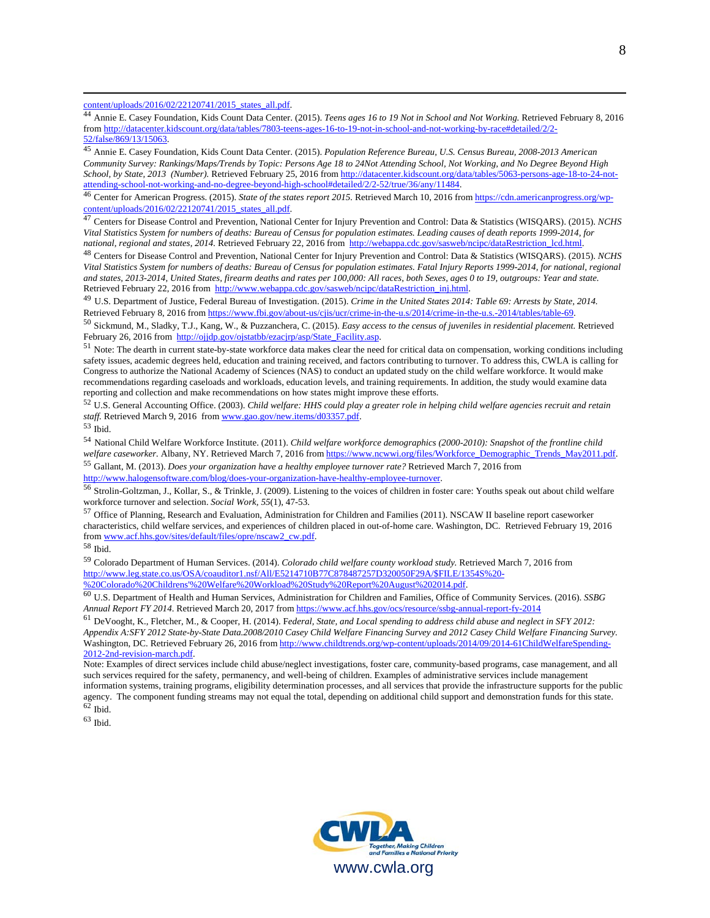content/uploads/2016/02/22120741/2015_states_all.pdf.

[44] Annie E. Casey Foundation, Kids Count Data Center. (2015). *Teens ages 16 to 19 Not in School and Not Working.* Retrieved February 8, 2016 from http://datacenter.kidscount.org/data/tables/7803-teens-ages-16-to-19-not-in-school-and-not-working-by-race#detailed/2/2-52/false/869/13/15063.

[45] Annie E. Casey Foundation, Kids Count Data Center. (2015). *Population Reference Bureau, U.S. Census Bureau, 2008-2013 American Community Survey: Rankings/Maps/Trends by Topic: Persons Age 18 to 24Not Attending School, Not Working, and No Degree Beyond High School, by State, 2013 (Number).* Retrieved February 25, 2016 from http://datacenter.kidscount.org/data/tables/5063-persons-age-18-to-24-not-attending-school-not-working-and-no-degree-beyond-high-school#detailed/2/2-52/true/36/any/11484.

[46] Center for American Progress. (2015). *State of the states report 2015.* Retrieved March 10, 2016 from https://cdn.americanprogress.org/wp-content/uploads/2016/02/22120741/2015_states_all.pdf.

[47] Centers for Disease Control and Prevention, National Center for Injury Prevention and Control: Data & Statistics (WISQARS). (2015). *NCHS Vital Statistics System for numbers of deaths: Bureau of Census for population estimates. Leading causes of death reports 1999-2014, for national, regional and states, 2014.* Retrieved February 22, 2016 from http://webappa.cdc.gov/sasweb/ncipc/dataRestriction_lcd.html.

[48] Centers for Disease Control and Prevention, National Center for Injury Prevention and Control: Data & Statistics (WISQARS). (2015). *NCHS Vital Statistics System for numbers of deaths: Bureau of Census for population estimates. Fatal Injury Reports 1999-2014, for national, regional and states, 2013-2014, United States, firearm deaths and rates per 100,000: All races, both Sexes, ages 0 to 19, outgroups: Year and state.* Retrieved February 22, 2016 from http://www.webappa.cdc.gov/sasweb/ncipc/dataRestriction_inj.html.

[49] U.S. Department of Justice, Federal Bureau of Investigation. (2015). *Crime in the United States 2014: Table 69: Arrests by State, 2014.* Retrieved February 8, 2016 from https://www.fbi.gov/about-us/cjis/ucr/crime-in-the-u.s/2014/crime-in-the-u.s.-2014/tables/table-69.

[50] Sickmund, M., Sladky, T.J., Kang, W., & Puzzanchera, C. (2015). *Easy access to the census of juveniles in residential placement.* Retrieved February 26, 2016 from http://ojjdp.gov/ojstatbb/ezacjrp/asp/State_Facility.asp.

[51] Note: The dearth in current state-by-state workforce data makes clear the need for critical data on compensation, working conditions including safety issues, academic degrees held, education and training received, and factors contributing to turnover. To address this, CWLA is calling for Congress to authorize the National Academy of Sciences (NAS) to conduct an updated study on the child welfare workforce. It would make recommendations regarding caseloads and workloads, education levels, and training requirements. In addition, the study would examine data reporting and collection and make recommendations on how states might improve these efforts.

[52] U.S. General Accounting Office. (2003). *Child welfare: HHS could play a greater role in helping child welfare agencies recruit and retain staff.* Retrieved March 9, 2016 from www.gao.gov/new.items/d03357.pdf.

[53] Ibid.

[54] National Child Welfare Workforce Institute. (2011). *Child welfare workforce demographics (2000-2010): Snapshot of the frontline child welfare caseworker.* Albany, NY. Retrieved March 7, 2016 from https://www.ncwwi.org/files/Workforce_Demographic_Trends_May2011.pdf.

[55] Gallant, M. (2013). *Does your organization have a healthy employee turnover rate?* Retrieved March 7, 2016 from http://www.halogensoftware.com/blog/does-your-organization-have-healthy-employee-turnover.

[56] Strolin-Goltzman, J., Kollar, S., & Trinkle, J. (2009). Listening to the voices of children in foster care: Youths speak out about child welfare workforce turnover and selection. *Social Work, 55*(1), 47-53.

[57] Office of Planning, Research and Evaluation, Administration for Children and Families (2011). NSCAW II baseline report caseworker characteristics, child welfare services, and experiences of children placed in out-of-home care. Washington, DC. Retrieved February 19, 2016 from www.acf.hhs.gov/sites/default/files/opre/nscaw2_cw.pdf.

[58] Ibid.

[59] Colorado Department of Human Services. (2014). *Colorado child welfare county workload study.* Retrieved March 7, 2016 from http://www.leg.state.co.us/OSA/coauditor1.nsf/All/E5214710B77C878487257D320050F29A/$FILE/1354S%20-%20Colorado%20Childrens%20Welfare%20Workload%20Study%20Report%20August%202014.pdf.

[60] U.S. Department of Health and Human Services, Administration for Children and Families, Office of Community Services. (2016). *SSBG Annual Report FY 2014.* Retrieved March 20, 2017 from https://www.acf.hhs.gov/ocs/resource/ssbg-annual-report-fy-2014

[61] DeVooght, K., Fletcher, M., & Cooper, H. (2014). F*ederal, State, and Local spending to address child abuse and neglect in SFY 2012: Appendix A:SFY 2012 State-by-State Data.2008/2010 Casey Child Welfare Financing Survey and 2012 Casey Child Welfare Financing Survey.* Washington, DC. Retrieved February 26, 2016 from http://www.childtrends.org/wp-content/uploads/2014/09/2014-61ChildWelfareSpending-2012-2nd-revision-march.pdf.

Note: Examples of direct services include child abuse/neglect investigations, foster care, community-based programs, case management, and all such services required for the safety, permanency, and well-being of children. Examples of administrative services include management information systems, training programs, eligibility determination processes, and all services that provide the infrastructure supports for the public agency. The component funding streams may not equal the total, depending on additional child support and demonstration funds for this state.

[62] Ibid.

[63] Ibid.

CWLA
Together, Making Children and Families a National Priority
www.cwla.org